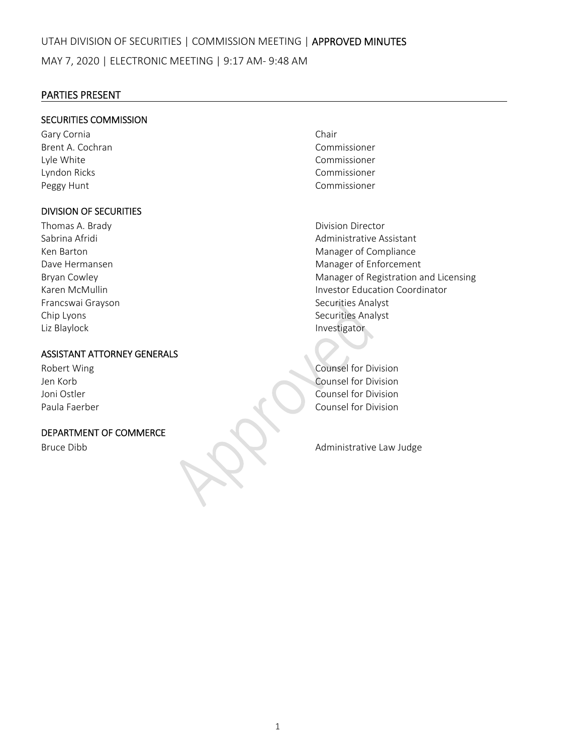UTAH DIVISION OF SECURITIES | COMMISSION MEETING | **APPROVED MINUTES**

MAY 7, 2020 | ELECTRONIC MEETING | 9:17 AM- 9:48 AM

## PARTIES PRESENT

### SECURITIES COMMISSION

| Name | Title |
|---|---|
| Gary Cornia | Chair |
| Brent A. Cochran | Commissioner |
| Lyle White | Commissioner |
| Lyndon Ricks | Commissioner |
| Peggy Hunt | Commissioner |

### DIVISION OF SECURITIES

| Name | Title |
|---|---|
| Thomas A. Brady | Division Director |
| Sabrina Afridi | Administrative Assistant |
| Ken Barton | Manager of Compliance |
| Dave Hermansen | Manager of Enforcement |
| Bryan Cowley | Manager of Registration and Licensing |
| Karen McMullin | Investor Education Coordinator |
| Francswai Grayson | Securities Analyst |
| Chip Lyons | Securities Analyst |
| Liz Blaylock | Investigator |

### ASSISTANT ATTORNEY GENERALS

| Name | Title |
|---|---|
| Robert Wing | Counsel for Division |
| Jen Korb | Counsel for Division |
| Joni Ostler | Counsel for Division |
| Paula Faerber | Counsel for Division |

### DEPARTMENT OF COMMERCE

| Name | Title |
|---|---|
| Bruce Dibb | Administrative Law Judge |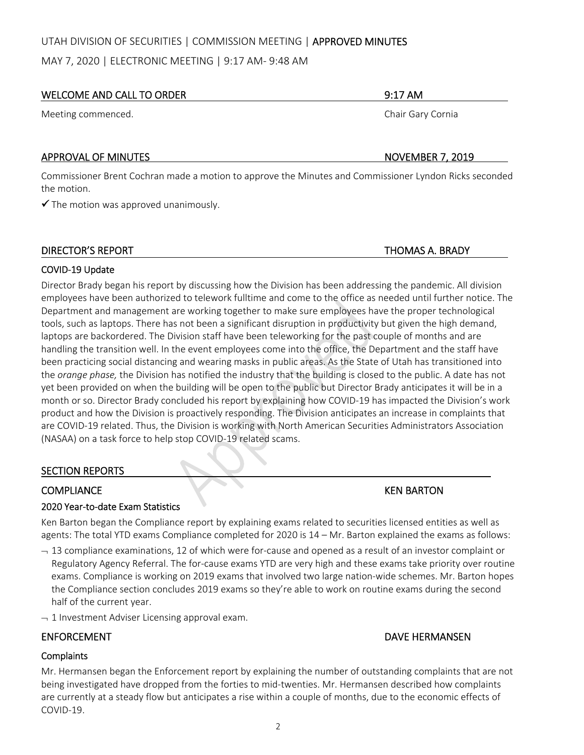UTAH DIVISION OF SECURITIES | COMMISSION MEETING | APPROVED MINUTES

MAY 7, 2020 | ELECTRONIC MEETING | 9:17 AM- 9:48 AM

## WELCOME AND CALL TO ORDER — 9:17 AM

Meeting commenced. — Chair Gary Cornia

## APPROVAL OF MINUTES — NOVEMBER 7, 2019

Commissioner Brent Cochran made a motion to approve the Minutes and Commissioner Lyndon Ricks seconded the motion.

✓ The motion was approved unanimously.

## DIRECTOR'S REPORT — THOMAS A. BRADY

### COVID-19 Update

Director Brady began his report by discussing how the Division has been addressing the pandemic. All division employees have been authorized to telework fulltime and come to the office as needed until further notice. The Department and management are working together to make sure employees have the proper technological tools, such as laptops. There has not been a significant disruption in productivity but given the high demand, laptops are backordered. The Division staff have been teleworking for the past couple of months and are handling the transition well. In the event employees come into the office, the Department and the staff have been practicing social distancing and wearing masks in public areas. As the State of Utah has transitioned into the *orange phase,* the Division has notified the industry that the building is closed to the public. A date has not yet been provided on when the building will be open to the public but Director Brady anticipates it will be in a month or so. Director Brady concluded his report by explaining how COVID-19 has impacted the Division's work product and how the Division is proactively responding. The Division anticipates an increase in complaints that are COVID-19 related. Thus, the Division is working with North American Securities Administrators Association (NASAA) on a task force to help stop COVID-19 related scams.

## SECTION REPORTS

### COMPLIANCE — KEN BARTON

#### 2020 Year-to-date Exam Statistics

Ken Barton began the Compliance report by explaining exams related to securities licensed entities as well as agents: The total YTD exams Compliance completed for 2020 is 14 – Mr. Barton explained the exams as follows:

- 13 compliance examinations, 12 of which were for-cause and opened as a result of an investor complaint or Regulatory Agency Referral. The for-cause exams YTD are very high and these exams take priority over routine exams. Compliance is working on 2019 exams that involved two large nation-wide schemes. Mr. Barton hopes the Compliance section concludes 2019 exams so they're able to work on routine exams during the second half of the current year.
- 1 Investment Adviser Licensing approval exam.

### ENFORCEMENT — DAVE HERMANSEN

#### Complaints

Mr. Hermansen began the Enforcement report by explaining the number of outstanding complaints that are not being investigated have dropped from the forties to mid-twenties. Mr. Hermansen described how complaints are currently at a steady flow but anticipates a rise within a couple of months, due to the economic effects of COVID-19.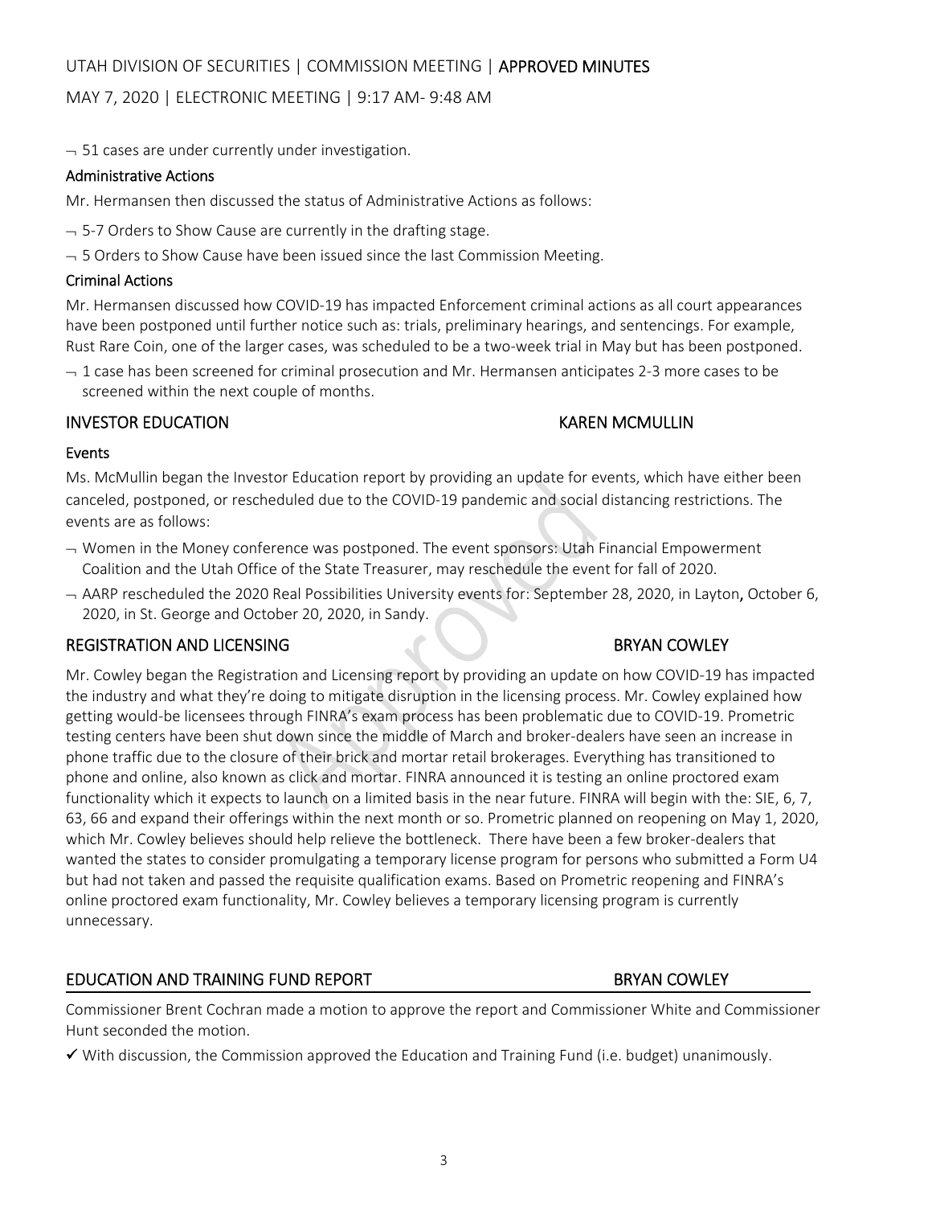- 51 cases are under currently under investigation.

### Administrative Actions

Mr. Hermansen then discussed the status of Administrative Actions as follows:

- 5-7 Orders to Show Cause are currently in the drafting stage.
- 5 Orders to Show Cause have been issued since the last Commission Meeting.

### Criminal Actions

Mr. Hermansen discussed how COVID-19 has impacted Enforcement criminal actions as all court appearances have been postponed until further notice such as: trials, preliminary hearings, and sentencings. For example, Rust Rare Coin, one of the larger cases, was scheduled to be a two-week trial in May but has been postponed.

- 1 case has been screened for criminal prosecution and Mr. Hermansen anticipates 2-3 more cases to be screened within the next couple of months.

## INVESTOR EDUCATION — KAREN MCMULLIN

### Events

Ms. McMullin began the Investor Education report by providing an update for events, which have either been canceled, postponed, or rescheduled due to the COVID-19 pandemic and social distancing restrictions. The events are as follows:

- Women in the Money conference was postponed. The event sponsors: Utah Financial Empowerment Coalition and the Utah Office of the State Treasurer, may reschedule the event for fall of 2020.
- AARP rescheduled the 2020 Real Possibilities University events for: September 28, 2020, in Layton**,** October 6, 2020, in St. George and October 20, 2020, in Sandy.

## REGISTRATION AND LICENSING — BRYAN COWLEY

Mr. Cowley began the Registration and Licensing report by providing an update on how COVID-19 has impacted the industry and what they're doing to mitigate disruption in the licensing process. Mr. Cowley explained how getting would-be licensees through FINRA's exam process has been problematic due to COVID-19. Prometric testing centers have been shut down since the middle of March and broker-dealers have seen an increase in phone traffic due to the closure of their brick and mortar retail brokerages. Everything has transitioned to phone and online, also known as click and mortar. FINRA announced it is testing an online proctored exam functionality which it expects to launch on a limited basis in the near future. FINRA will begin with the: SIE, 6, 7, 63, 66 and expand their offerings within the next month or so. Prometric planned on reopening on May 1, 2020, which Mr. Cowley believes should help relieve the bottleneck. There have been a few broker-dealers that wanted the states to consider promulgating a temporary license program for persons who submitted a Form U4 but had not taken and passed the requisite qualification exams. Based on Prometric reopening and FINRA's online proctored exam functionality, Mr. Cowley believes a temporary licensing program is currently unnecessary.

## EDUCATION AND TRAINING FUND REPORT — BRYAN COWLEY

Commissioner Brent Cochran made a motion to approve the report and Commissioner White and Commissioner Hunt seconded the motion.

✓ With discussion, the Commission approved the Education and Training Fund (i.e. budget) unanimously.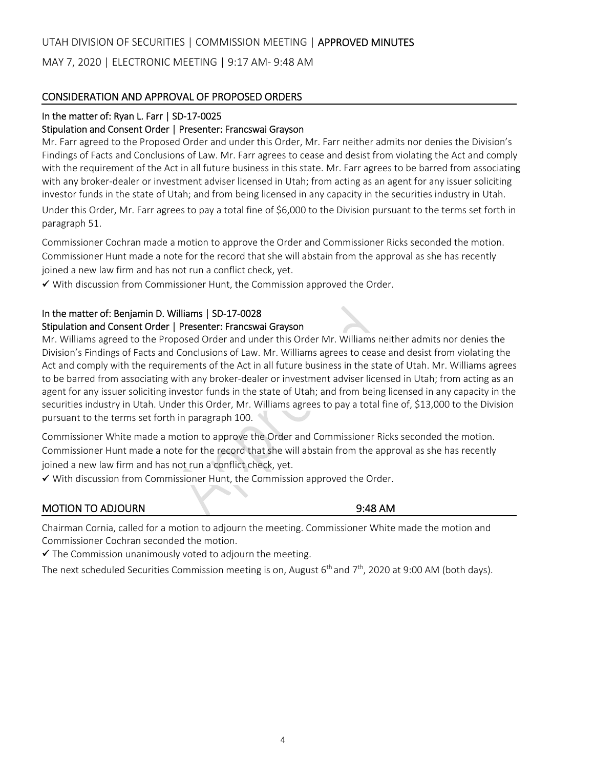UTAH DIVISION OF SECURITIES | COMMISSION MEETING | **APPROVED MINUTES**

MAY 7, 2020 | ELECTRONIC MEETING | 9:17 AM- 9:48 AM

## CONSIDERATION AND APPROVAL OF PROPOSED ORDERS

### In the matter of: Ryan L. Farr | SD-17-0025
### Stipulation and Consent Order | Presenter: Francswai Grayson

Mr. Farr agreed to the Proposed Order and under this Order, Mr. Farr neither admits nor denies the Division's Findings of Facts and Conclusions of Law. Mr. Farr agrees to cease and desist from violating the Act and comply with the requirement of the Act in all future business in this state. Mr. Farr agrees to be barred from associating with any broker-dealer or investment adviser licensed in Utah; from acting as an agent for any issuer soliciting investor funds in the state of Utah; and from being licensed in any capacity in the securities industry in Utah. Under this Order, Mr. Farr agrees to pay a total fine of $6,000 to the Division pursuant to the terms set forth in paragraph 51.

Commissioner Cochran made a motion to approve the Order and Commissioner Ricks seconded the motion. Commissioner Hunt made a note for the record that she will abstain from the approval as she has recently joined a new law firm and has not run a conflict check, yet.

✓ With discussion from Commissioner Hunt, the Commission approved the Order.

### In the matter of: Benjamin D. Williams | SD-17-0028
### Stipulation and Consent Order | Presenter: Francswai Grayson

Mr. Williams agreed to the Proposed Order and under this Order Mr. Williams neither admits nor denies the Division's Findings of Facts and Conclusions of Law. Mr. Williams agrees to cease and desist from violating the Act and comply with the requirements of the Act in all future business in the state of Utah. Mr. Williams agrees to be barred from associating with any broker-dealer or investment adviser licensed in Utah; from acting as an agent for any issuer soliciting investor funds in the state of Utah; and from being licensed in any capacity in the securities industry in Utah. Under this Order, Mr. Williams agrees to pay a total fine of, $13,000 to the Division pursuant to the terms set forth in paragraph 100.

Commissioner White made a motion to approve the Order and Commissioner Ricks seconded the motion. Commissioner Hunt made a note for the record that she will abstain from the approval as she has recently joined a new law firm and has not run a conflict check, yet.

✓ With discussion from Commissioner Hunt, the Commission approved the Order.

## MOTION TO ADJOURN 9:48 AM

Chairman Cornia, called for a motion to adjourn the meeting. Commissioner White made the motion and Commissioner Cochran seconded the motion.

✓ The Commission unanimously voted to adjourn the meeting.

The next scheduled Securities Commission meeting is on, August 6th and 7th, 2020 at 9:00 AM (both days).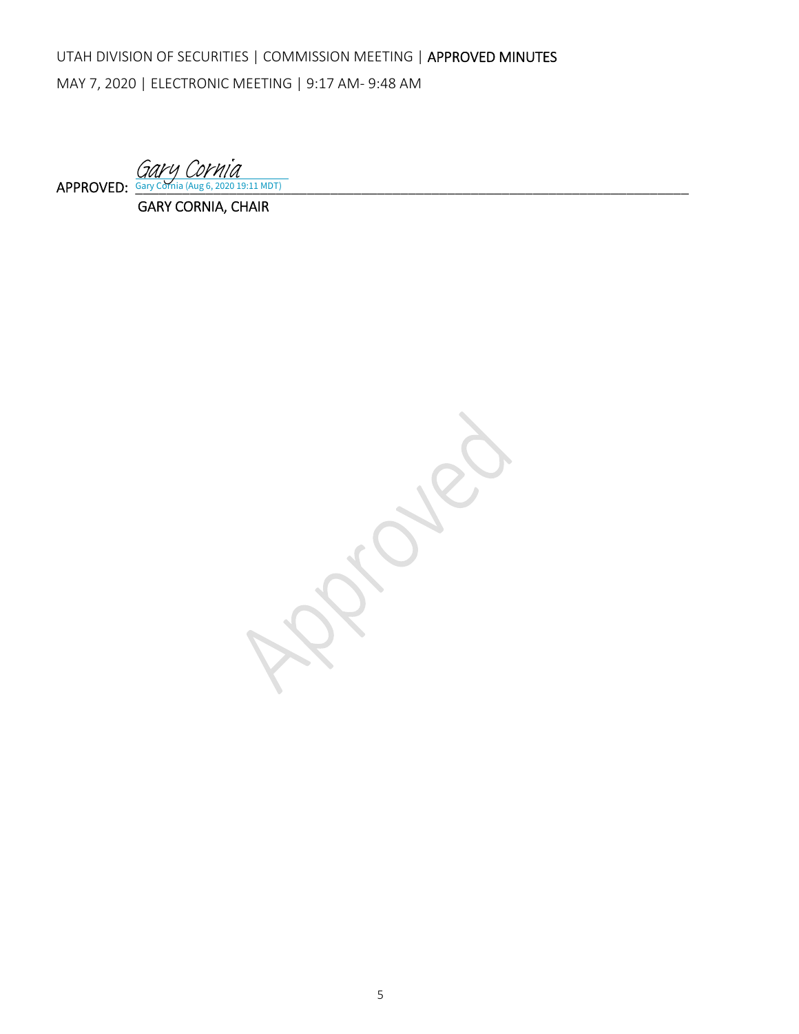APPROVED: Gary Cornia
Gary Cornia (Aug 6, 2020 19:11 MDT)

GARY CORNIA, CHAIR

Approved